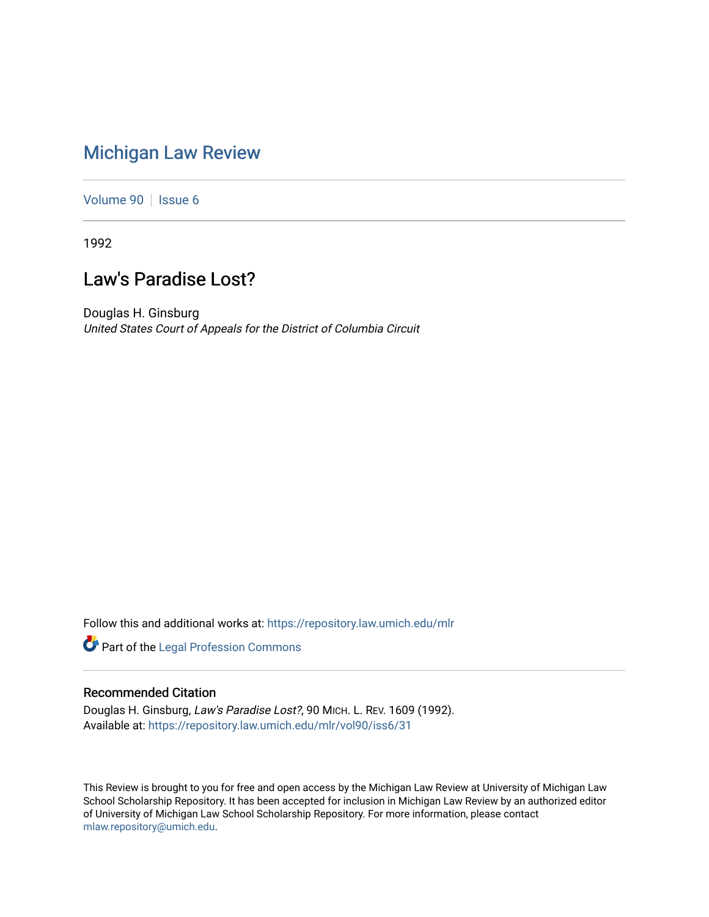# Michigan Law Review

Volume 90 | Issue 6

1992

## Law's Paradise Lost?

Douglas H. Ginsburg
*United States Court of Appeals for the District of Columbia Circuit*

Follow this and additional works at: https://repository.law.umich.edu/mlr

Part of the Legal Profession Commons

### Recommended Citation

Douglas H. Ginsburg, *Law's Paradise Lost?*, 90 MICH. L. REV. 1609 (1992).
Available at: https://repository.law.umich.edu/mlr/vol90/iss6/31

This Review is brought to you for free and open access by the Michigan Law Review at University of Michigan Law School Scholarship Repository. It has been accepted for inclusion in Michigan Law Review by an authorized editor of University of Michigan Law School Scholarship Repository. For more information, please contact mlaw.repository@umich.edu.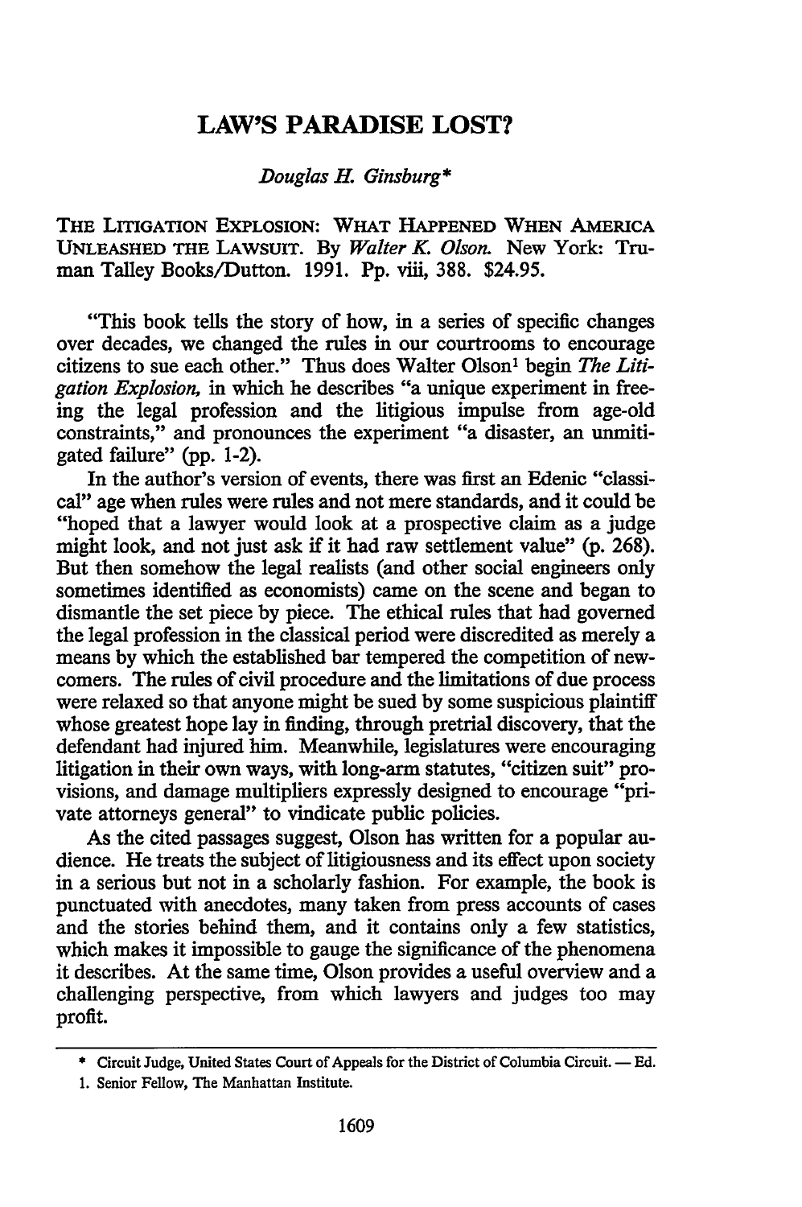# LAW'S PADISE LOST?

*Douglas H. Ginsburg*\*

THE LITIGATION EXPLOSION: WHAT HAPPENED WHEN AMERICA UNLEASHED THE LAWSUIT. By *Walter K. Olson*. New York: Truman Talley Books/Dutton. 1991. Pp. viii, 388. $24.95.

"This book tells the story of how, in a series of specific changes over decades, we changed the rules in our courtrooms to encourage citizens to sue each other." Thus does Walter Olson[1] begin *The Litigation Explosion*, in which he describes "a unique experiment in freeing the legal profession and the litigious impulse from age-old constraints," and pronounces the experiment "a disaster, an unmitigated failure" (pp. 1-2).

In the author's version of events, there was first an Edenic "classical" age when rules were rules and not mere standards, and it could be "hoped that a lawyer would look at a prospective claim as a judge might look, and not just ask if it had raw settlement value" (p. 268). But then somehow the legal realists (and other social engineers only sometimes identified as economists) came on the scene and began to dismantle the set piece by piece. The ethical rules that had governed the legal profession in the classical period were discredited as merely a means by which the established bar tempered the competition of newcomers. The rules of civil procedure and the limitations of due process were relaxed so that anyone might be sued by some suspicious plaintiff whose greatest hope lay in finding, through pretrial discovery, that the defendant had injured him. Meanwhile, legislatures were encouraging litigation in their own ways, with long-arm statutes, "citizen suit" provisions, and damage multipliers expressly designed to encourage "private attorneys general" to vindicate public policies.

As the cited passages suggest, Olson has written for a popular audience. He treats the subject of litigiousness and its effect upon society in a serious but not in a scholarly fashion. For example, the book is punctuated with anecdotes, many taken from press accounts of cases and the stories behind them, and it contains only a few statistics, which makes it impossible to gauge the significance of the phenomena it describes. At the same time, Olson provides a useful overview and a challenging perspective, from which lawyers and judges too may profit.

---

\* Circuit Judge, United States Court of Appeals for the District of Columbia Circuit. — Ed.

1. Senior Fellow, The Manhattan Institute.

# LAW'S PARADISE LOST?

*Douglas H. Ginsburg*\*

THE LITIGATION EXPLOSION: WHAT HAPPENED WHEN AMERICA UNLEASHED THE LAWSUIT. By *Walter K. Olson*. New York: Truman Talley Books/Dutton. 1991. Pp. viii, 388. $24.95.

"This book tells the story of how, in a series of specific changes over decades, we changed the rules in our courtrooms to encourage citizens to sue each other." Thus does Walter Olson[1] begin *The Litigation Explosion*, in which he describes "a unique experiment in freeing the legal profession and the litigious impulse from age-old constraints," and pronounces the experiment "a disaster, an unmitigated failure" (pp. 1-2).

In the author's version of events, there was first an Edenic "classical" age when rules were rules and not mere standards, and it could be "hoped that a lawyer would look at a prospective claim as a judge might look, and not just ask if it had raw settlement value" (p. 268). But then somehow the legal realists (and other social engineers only sometimes identified as economists) came on the scene and began to dismantle the set piece by piece. The ethical rules that had governed the legal profession in the classical period were discredited as merely a means by which the established bar tempered the competition of newcomers. The rules of civil procedure and the limitations of due process were relaxed so that anyone might be sued by some suspicious plaintiff whose greatest hope lay in finding, through pretrial discovery, that the defendant had injured him. Meanwhile, legislatures were encouraging litigation in their own ways, with long-arm statutes, "citizen suit" provisions, and damage multipliers expressly designed to encourage "private attorneys general" to vindicate public policies.

As the cited passages suggest, Olson has written for a popular audience. He treats the subject of litigiousness and its effect upon society in a serious but not in a scholarly fashion. For example, the book is punctuated with anecdotes, many taken from press accounts of cases and the stories behind them, and it contains only a few statistics, which makes it impossible to gauge the significance of the phenomena it describes. At the same time, Olson provides a useful overview and a challenging perspective, from which lawyers and judges too may profit.

---

\* Circuit Judge, United States Court of Appeals for the District of Columbia Circuit. — Ed.

1. Senior Fellow, The Manhattan Institute.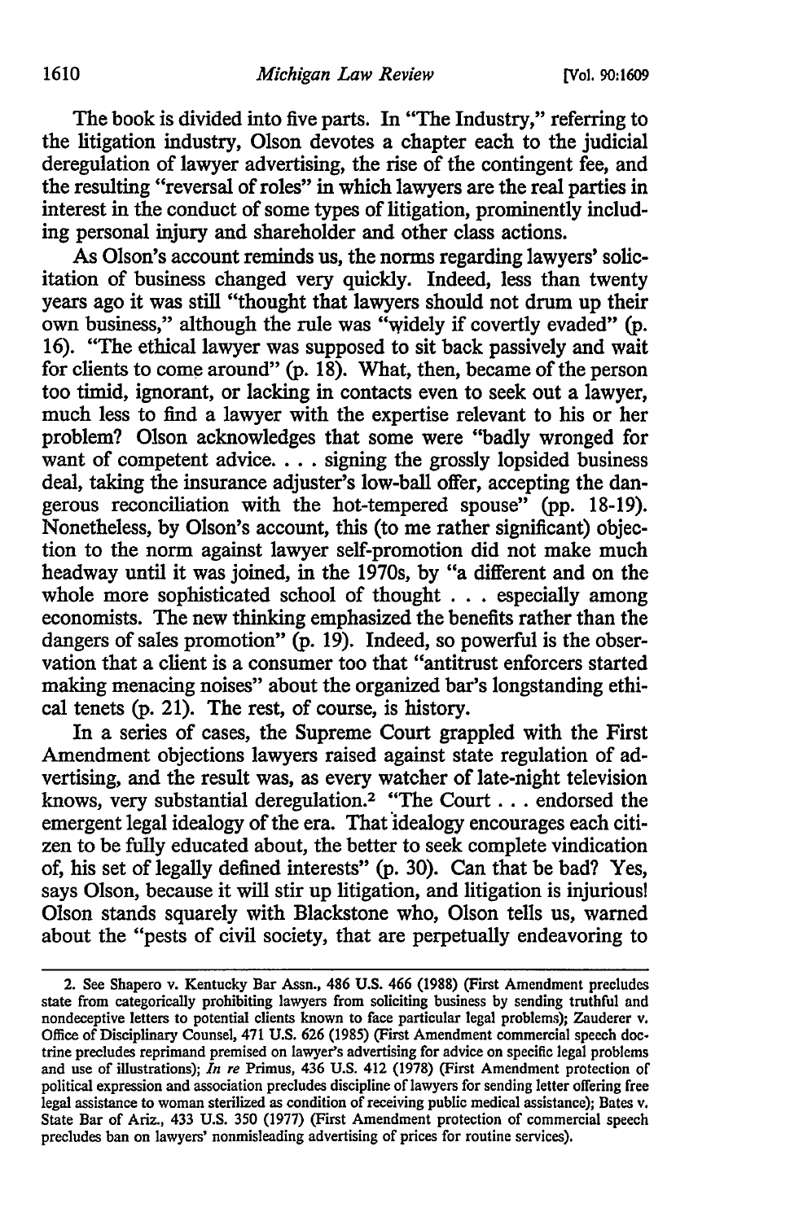The book is divided into five parts. In "The Industry," referring to the litigation industry, Olson devotes a chapter each to the judicial deregulation of lawyer advertising, the rise of the contingent fee, and the resulting "reversal of roles" in which lawyers are the real parties in interest in the conduct of some types of litigation, prominently including personal injury and shareholder and other class actions.

As Olson's account reminds us, the norms regarding lawyers' solicitation of business changed very quickly. Indeed, less than twenty years ago it was still "thought that lawyers should not drum up their own business," although the rule was "widely if covertly evaded" (p. 16). "The ethical lawyer was supposed to sit back passively and wait for clients to come around" (p. 18). What, then, became of the person too timid, ignorant, or lacking in contacts even to seek out a lawyer, much less to find a lawyer with the expertise relevant to his or her problem? Olson acknowledges that some were "badly wronged for want of competent advice. . . . signing the grossly lopsided business deal, taking the insurance adjuster's low-ball offer, accepting the dangerous reconciliation with the hot-tempered spouse" (pp. 18-19). Nonetheless, by Olson's account, this (to me rather significant) objection to the norm against lawyer self-promotion did not make much headway until it was joined, in the 1970s, by "a different and on the whole more sophisticated school of thought . . . especially among economists. The new thinking emphasized the benefits rather than the dangers of sales promotion" (p. 19). Indeed, so powerful is the observation that a client is a consumer too that "antitrust enforcers started making menacing noises" about the organized bar's longstanding ethical tenets (p. 21). The rest, of course, is history.

In a series of cases, the Supreme Court grappled with the First Amendment objections lawyers raised against state regulation of advertising, and the result was, as every watcher of late-night television knows, very substantial deregulation.[2] "The Court . . . endorsed the emergent legal idealogy of the era. That idealogy encourages each citizen to be fully educated about, the better to seek complete vindication of, his set of legally defined interests" (p. 30). Can that be bad? Yes, says Olson, because it will stir up litigation, and litigation is injurious! Olson stands squarely with Blackstone who, Olson tells us, warned about the "pests of civil society, that are perpetually endeavoring to

2. See Shapero v. Kentucky Bar Assn., 486 U.S. 466 (1988) (First Amendment precludes state from categorically prohibiting lawyers from soliciting business by sending truthful and nondeceptive letters to potential clients known to face particular legal problems); Zauderer v. Office of Disciplinary Counsel, 471 U.S. 626 (1985) (First Amendment commercial speech doctrine precludes reprimand premised on lawyer's advertising for advice on specific legal problems and use of illustrations); *In re* Primus, 436 U.S. 412 (1978) (First Amendment protection of political expression and association precludes discipline of lawyers for sending letter offering free legal assistance to woman sterilized as condition of receiving public medical assistance); Bates v. State Bar of Ariz., 433 U.S. 350 (1977) (First Amendment protection of commercial speech precludes ban on lawyers' nonmisleading advertising of prices for routine services).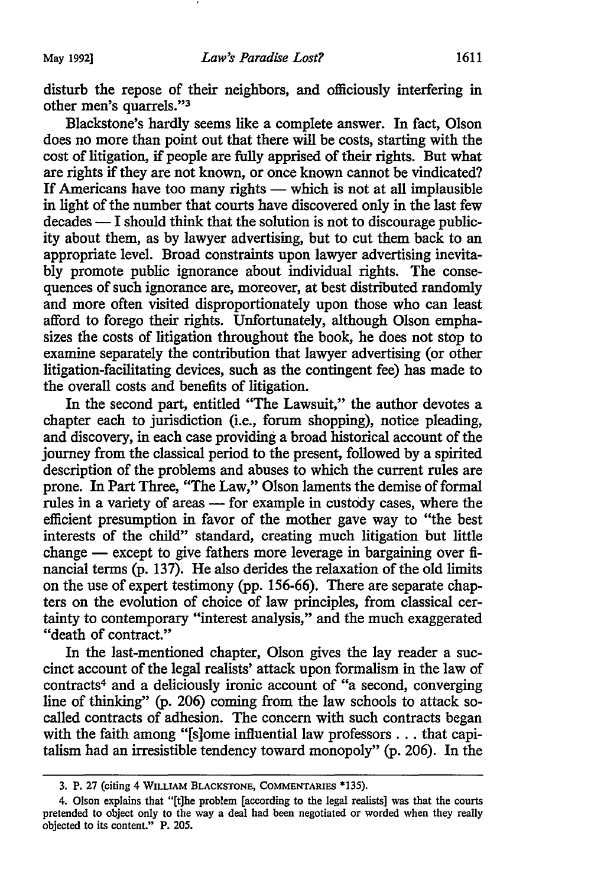disturb the repose of their neighbors, and officiously interfering in other men's quarrels."[3]

Blackstone's hardly seems like a complete answer. In fact, Olson does no more than point out that there will be costs, starting with the cost of litigation, if people are fully apprised of their rights. But what are rights if they are not known, or once known cannot be vindicated? If Americans have too many rights — which is not at all implausible in light of the number that courts have discovered only in the last few decades — I should think that the solution is not to discourage publicity about them, as by lawyer advertising, but to cut them back to an appropriate level. Broad constraints upon lawyer advertising inevitably promote public ignorance about individual rights. The consequences of such ignorance are, moreover, at best distributed randomly and more often visited disproportionately upon those who can least afford to forego their rights. Unfortunately, although Olson emphasizes the costs of litigation throughout the book, he does not stop to examine separately the contribution that lawyer advertising (or other litigation-facilitating devices, such as the contingent fee) has made to the overall costs and benefits of litigation.

In the second part, entitled "The Lawsuit," the author devotes a chapter each to jurisdiction (i.e., forum shopping), notice pleading, and discovery, in each case providing a broad historical account of the journey from the classical period to the present, followed by a spirited description of the problems and abuses to which the current rules are prone. In Part Three, "The Law," Olson laments the demise of formal rules in a variety of areas — for example in custody cases, where the efficient presumption in favor of the mother gave way to "the best interests of the child" standard, creating much litigation but little change — except to give fathers more leverage in bargaining over financial terms (p. 137). He also derides the relaxation of the old limits on the use of expert testimony (pp. 156-66). There are separate chapters on the evolution of choice of law principles, from classical certainty to contemporary "interest analysis," and the much exaggerated "death of contract."

In the last-mentioned chapter, Olson gives the lay reader a succinct account of the legal realists' attack upon formalism in the law of contracts[4] and a deliciously ironic account of "a second, converging line of thinking" (p. 206) coming from the law schools to attack so-called contracts of adhesion. The concern with such contracts began with the faith among "[s]ome influential law professors . . . that capitalism had an irresistible tendency toward monopoly" (p. 206). In the

---

3. P. 27 (citing 4 WILLIAM BLACKSTONE, COMMENTARIES *135).

4. Olson explains that "[t]he problem [according to the legal realists] was that the courts pretended to object only to the way a deal had been negotiated or worded when they really objected to its content." P. 205.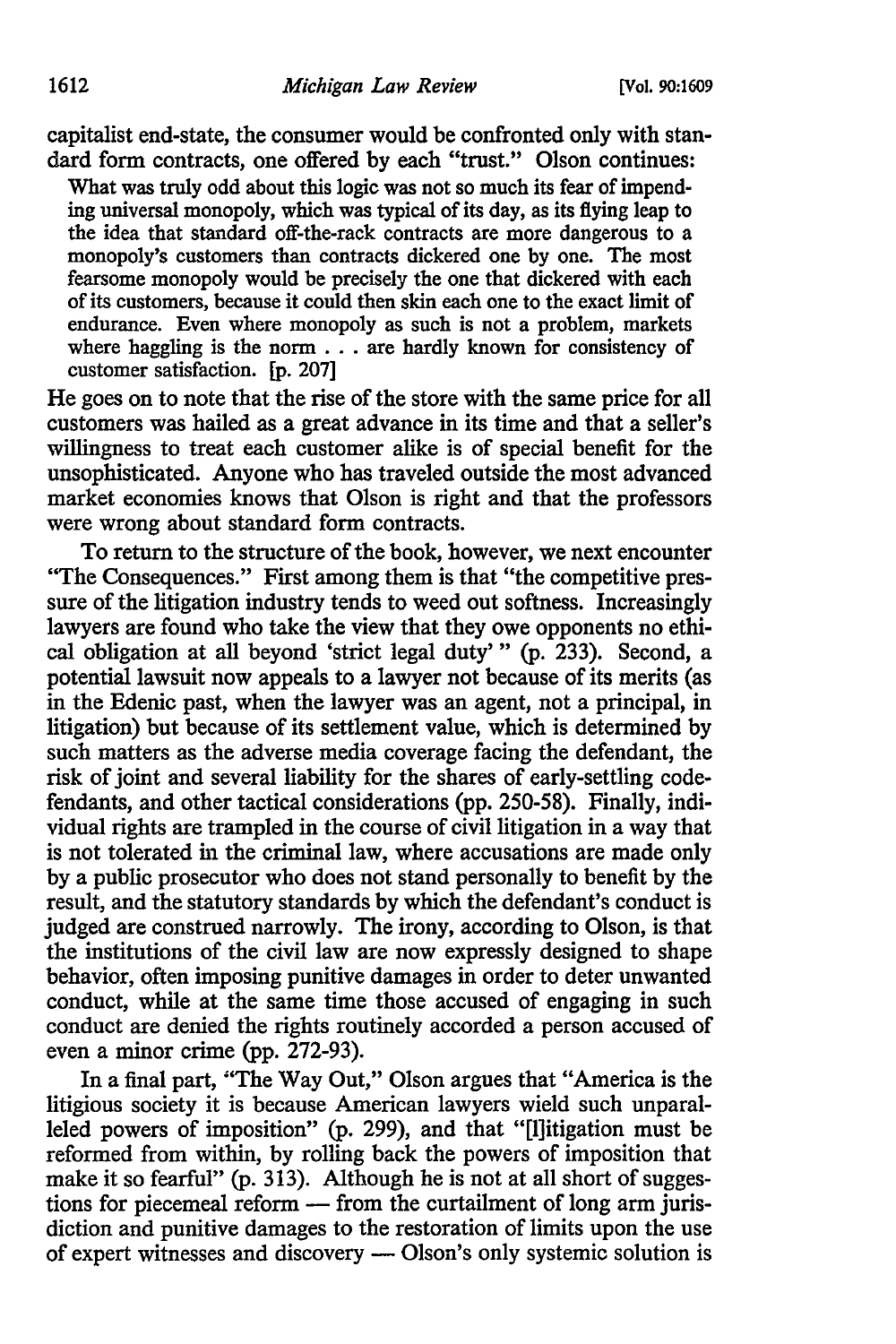capitalist end-state, the consumer would be confronted only with standard form contracts, one offered by each "trust." Olson continues:

> What was truly odd about this logic was not so much its fear of impending universal monopoly, which was typical of its day, as its flying leap to the idea that standard off-the-rack contracts are more dangerous to a monopoly's customers than contracts dickered one by one. The most fearsome monopoly would be precisely the one that dickered with each of its customers, because it could then skin each one to the exact limit of endurance. Even where monopoly as such is not a problem, markets where haggling is the norm . . . are hardly known for consistency of customer satisfaction. [p. 207]

He goes on to note that the rise of the store with the same price for all customers was hailed as a great advance in its time and that a seller's willingness to treat each customer alike is of special benefit for the unsophisticated. Anyone who has traveled outside the most advanced market economies knows that Olson is right and that the professors were wrong about standard form contracts.

To return to the structure of the book, however, we next encounter "The Consequences." First among them is that "the competitive pressure of the litigation industry tends to weed out softness. Increasingly lawyers are found who take the view that they owe opponents no ethical obligation at all beyond 'strict legal duty' " (p. 233). Second, a potential lawsuit now appeals to a lawyer not because of its merits (as in the Edenic past, when the lawyer was an agent, not a principal, in litigation) but because of its settlement value, which is determined by such matters as the adverse media coverage facing the defendant, the risk of joint and several liability for the shares of early-settling codefendants, and other tactical considerations (pp. 250-58). Finally, individual rights are trampled in the course of civil litigation in a way that is not tolerated in the criminal law, where accusations are made only by a public prosecutor who does not stand personally to benefit by the result, and the statutory standards by which the defendant's conduct is judged are construed narrowly. The irony, according to Olson, is that the institutions of the civil law are now expressly designed to shape behavior, often imposing punitive damages in order to deter unwanted conduct, while at the same time those accused of engaging in such conduct are denied the rights routinely accorded a person accused of even a minor crime (pp. 272-93).

In a final part, "The Way Out," Olson argues that "America is the litigious society it is because American lawyers wield such unparalleled powers of imposition" (p. 299), and that "[l]itigation must be reformed from within, by rolling back the powers of imposition that make it so fearful" (p. 313). Although he is not at all short of suggestions for piecemeal reform — from the curtailment of long arm jurisdiction and punitive damages to the restoration of limits upon the use of expert witnesses and discovery — Olson's only systemic solution is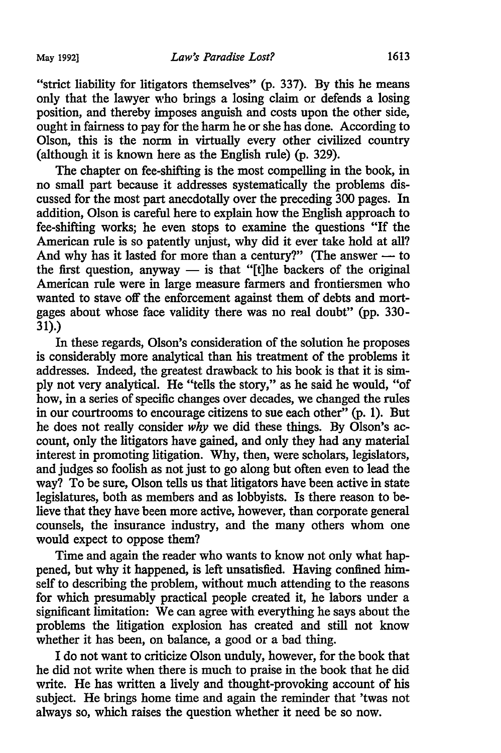"strict liability for litigators themselves" (p. 337). By this he means only that the lawyer who brings a losing claim or defends a losing position, and thereby imposes anguish and costs upon the other side, ought in fairness to pay for the harm he or she has done. According to Olson, this is the norm in virtually every other civilized country (although it is known here as the English rule) (p. 329).

The chapter on fee-shifting is the most compelling in the book, in no small part because it addresses systematically the problems discussed for the most part anecdotally over the preceding 300 pages. In addition, Olson is careful here to explain how the English approach to fee-shifting works; he even stops to examine the questions "If the American rule is so patently unjust, why did it ever take hold at all? And why has it lasted for more than a century?" (The answer — to the first question, anyway — is that "[t]he backers of the original American rule were in large measure farmers and frontiersmen who wanted to stave off the enforcement against them of debts and mortgages about whose face validity there was no real doubt" (pp. 330-31).)

In these regards, Olson's consideration of the solution he proposes is considerably more analytical than his treatment of the problems it addresses. Indeed, the greatest drawback to his book is that it is simply not very analytical. He "tells the story," as he said he would, "of how, in a series of specific changes over decades, we changed the rules in our courtrooms to encourage citizens to sue each other" (p. 1). But he does not really consider *why* we did these things. By Olson's account, only the litigators have gained, and only they had any material interest in promoting litigation. Why, then, were scholars, legislators, and judges so foolish as not just to go along but often even to lead the way? To be sure, Olson tells us that litigators have been active in state legislatures, both as members and as lobbyists. Is there reason to believe that they have been more active, however, than corporate general counsels, the insurance industry, and the many others whom one would expect to oppose them?

Time and again the reader who wants to know not only what happened, but why it happened, is left unsatisfied. Having confined himself to describing the problem, without much attending to the reasons for which presumably practical people created it, he labors under a significant limitation: We can agree with everything he says about the problems the litigation explosion has created and still not know whether it has been, on balance, a good or a bad thing.

I do not want to criticize Olson unduly, however, for the book that he did not write when there is much to praise in the book that he did write. He has written a lively and thought-provoking account of his subject. He brings home time and again the reminder that 'twas not always so, which raises the question whether it need be so now.